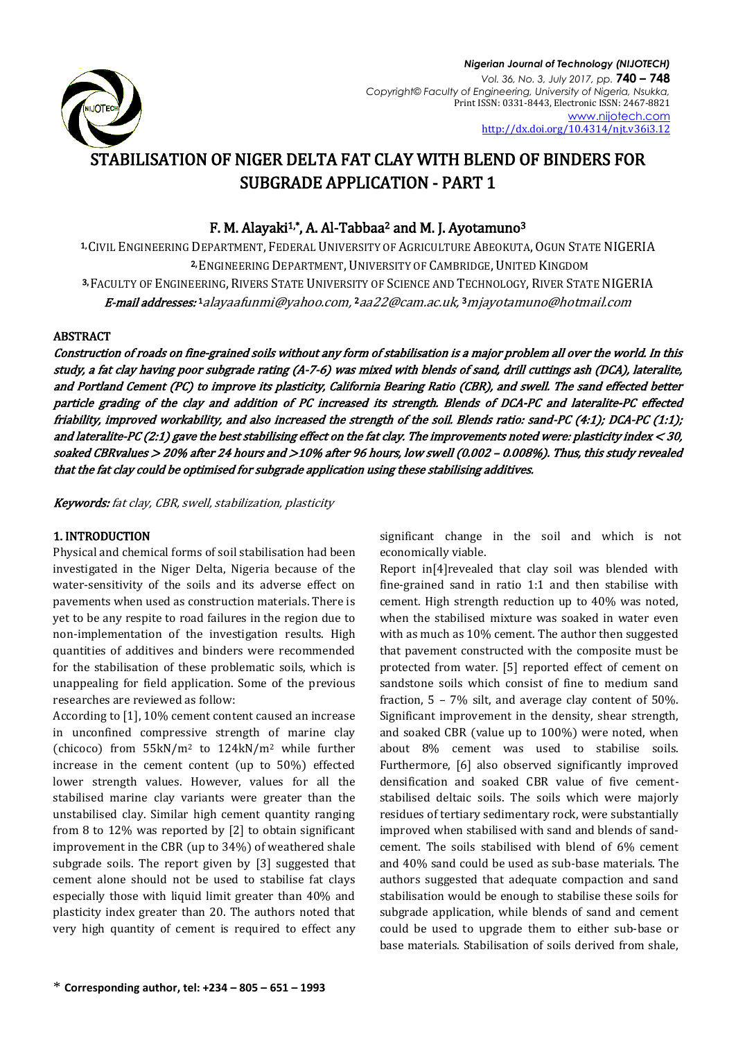# STABILISATION OF NIGER DELTA FAT CLAY WITH BLEND OF BINDERS FOR SUBGRADE APPLICATION - PART 1

## F. M. Alayaki[1,*], A. Al-Tabbaa[2] and M. J. Ayotamuno[3]

[1] CIVIL ENGINEERING DEPARTMENT, FEDERAL UNIVERSITY OF AGRICULTURE ABEOKUTA, OGUN STATE NIGERIA
[2] ENGINEERING DEPARTMENT, UNIVERSITY OF CAMBRIDGE, UNITED KINGDOM
[3] FACULTY OF ENGINEERING, RIVERS STATE UNIVERSITY OF SCIENCE AND TECHNOLOGY, RIVER STATE NIGERIA

*E-mail addresses:* [1]alayaafunmi@yahoo.com, [2]aa22@cam.ac.uk, [3]mjayotamuno@hotmail.com

### ABSTRACT

*Construction of roads on fine-grained soils without any form of stabilisation is a major problem all over the world. In this study, a fat clay having poor subgrade rating (A-7-6) was mixed with blends of sand, drill cuttings ash (DCA), lateralite, and Portland Cement (PC) to improve its plasticity, California Bearing Ratio (CBR), and swell. The sand effected better particle grading of the clay and addition of PC increased its strength. Blends of DCA-PC and lateralite-PC effected friability, improved workability, and also increased the strength of the soil. Blends ratio: sand-PC (4:1); DCA-PC (1:1); and lateralite-PC (2:1) gave the best stabilising effect on the fat clay. The improvements noted were: plasticity index < 30, soaked CBRvalues > 20% after 24 hours and >10% after 96 hours, low swell (0.002 – 0.008%). Thus, this study revealed that the fat clay could be optimised for subgrade application using these stabilising additives.*

***Keywords:*** *fat clay, CBR, swell, stabilization, plasticity*

### 1. INTRODUCTION

Physical and chemical forms of soil stabilisation had been investigated in the Niger Delta, Nigeria because of the water-sensitivity of the soils and its adverse effect on pavements when used as construction materials. There is yet to be any respite to road failures in the region due to non-implementation of the investigation results. High quantities of additives and binders were recommended for the stabilisation of these problematic soils, which is unappealing for field application. Some of the previous researches are reviewed as follow:

According to [1], 10% cement content caused an increase in unconfined compressive strength of marine clay (chicoco) from 55kN/m$^2$ to 124kN/m$^2$ while further increase in the cement content (up to 50%) effected lower strength values. However, values for all the stabilised marine clay variants were greater than the unstabilised clay. Similar high cement quantity ranging from 8 to 12% was reported by [2] to obtain significant improvement in the CBR (up to 34%) of weathered shale subgrade soils. The report given by [3] suggested that cement alone should not be used to stabilise fat clays especially those with liquid limit greater than 40% and plasticity index greater than 20. The authors noted that very high quantity of cement is required to effect any significant change in the soil and which is not economically viable.

Report in[4]revealed that clay soil was blended with fine-grained sand in ratio 1:1 and then stabilise with cement. High strength reduction up to 40% was noted, when the stabilised mixture was soaked in water even with as much as 10% cement. The author then suggested that pavement constructed with the composite must be protected from water. [5] reported effect of cement on sandstone soils which consist of fine to medium sand fraction, 5 – 7% silt, and average clay content of 50%. Significant improvement in the density, shear strength, and soaked CBR (value up to 100%) were noted, when about 8% cement was used to stabilise soils. Furthermore, [6] also observed significantly improved densification and soaked CBR value of five cement-stabilised deltaic soils. The soils which were majorly residues of tertiary sedimentary rock, were substantially improved when stabilised with sand and blends of sand-cement. The soils stabilised with blend of 6% cement and 40% sand could be used as sub-base materials. The authors suggested that adequate compaction and sand stabilisation would be enough to stabilise these soils for subgrade application, while blends of sand and cement could be used to upgrade them to either sub-base or base materials. Stabilisation of soils derived from shale,

\* **Corresponding author, tel: +234 – 805 – 651 – 1993**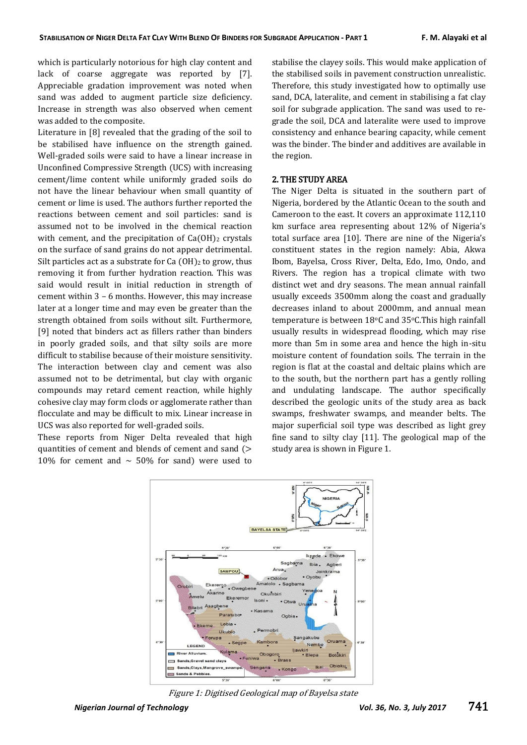which is particularly notorious for high clay content and lack of coarse aggregate was reported by [7]. Appreciable gradation improvement was noted when sand was added to augment particle size deficiency. Increase in strength was also observed when cement was added to the composite.

Literature in [8] revealed that the grading of the soil to be stabilised have influence on the strength gained. Well-graded soils were said to have a linear increase in Unconfined Compressive Strength (UCS) with increasing cement/lime content while uniformly graded soils do not have the linear behaviour when small quantity of cement or lime is used. The authors further reported the reactions between cement and soil particles: sand is assumed not to be involved in the chemical reaction with cement, and the precipitation of $Ca(OH)_2$ crystals on the surface of sand grains do not appear detrimental. Silt particles act as a substrate for $Ca(OH)_2$ to grow, thus removing it from further hydration reaction. This was said would result in initial reduction in strength of cement within 3 – 6 months. However, this may increase later at a longer time and may even be greater than the strength obtained from soils without silt. Furthermore, [9] noted that binders act as fillers rather than binders in poorly graded soils, and that silty soils are more difficult to stabilise because of their moisture sensitivity. The interaction between clay and cement was also assumed not to be detrimental, but clay with organic compounds may retard cement reaction, while highly cohesive clay may form clods or agglomerate rather than flocculate and may be difficult to mix. Linear increase in UCS was also reported for well-graded soils.

These reports from Niger Delta revealed that high quantities of cement and blends of cement and sand (> 10% for cement and ~ 50% for sand) were used to stabilise the clayey soils. This would make application of the stabilised soils in pavement construction unrealistic. Therefore, this study investigated how to optimally use sand, DCA, lateralite, and cement in stabilising a fat clay soil for subgrade application. The sand was used to re-grade the soil, DCA and lateralite were used to improve consistency and enhance bearing capacity, while cement was the binder. The binder and additives are available in the region.

## 2. THE STUDY AREA

The Niger Delta is situated in the southern part of Nigeria, bordered by the Atlantic Ocean to the south and Cameroon to the east. It covers an approximate 112,110 km surface area representing about 12% of Nigeria's total surface area [10]. There are nine of the Nigeria's constituent states in the region namely: Abia, Akwa Ibom, Bayelsa, Cross River, Delta, Edo, Imo, Ondo, and Rivers. The region has a tropical climate with two distinct wet and dry seasons. The mean annual rainfall usually exceeds 3500mm along the coast and gradually decreases inland to about 2000mm, and annual mean temperature is between 18°C and 35°C.This high rainfall usually results in widespread flooding, which may rise more than 5m in some area and hence the high in-situ moisture content of foundation soils. The terrain in the region is flat at the coastal and deltaic plains which are to the south, but the northern part has a gently rolling and undulating landscape. The author specifically described the geologic units of the study area as back swamps, freshwater swamps, and meander belts. The major superficial soil type was described as light grey fine sand to silty clay [11]. The geological map of the study area is shown in Figure 1.

*Figure 1: Digitised Geological map of Bayelsa state*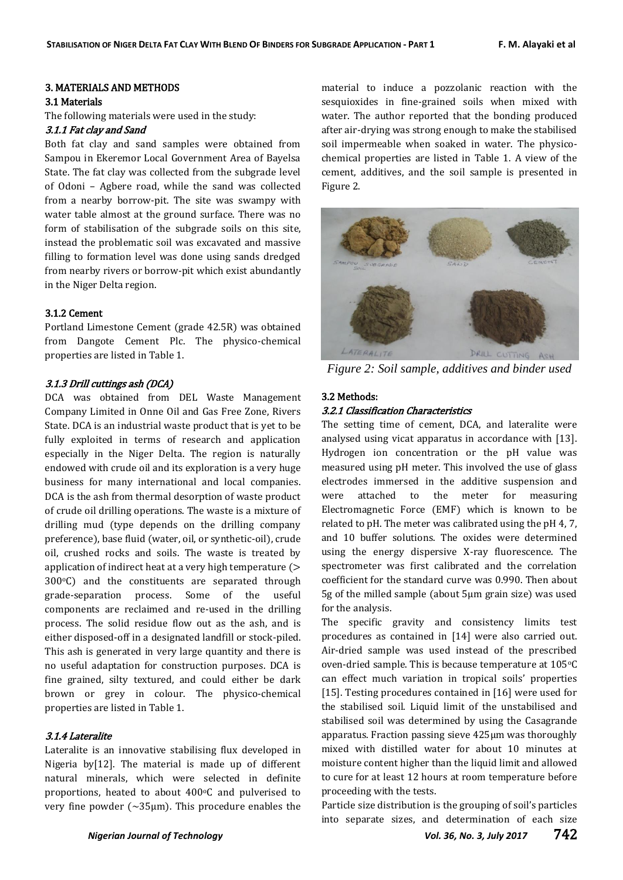## 3. MATERIALS AND METHODS

### 3.1 Materials

The following materials were used in the study:

#### *3.1.1 Fat clay and Sand*

Both fat clay and sand samples were obtained from Sampou in Ekeremor Local Government Area of Bayelsa State. The fat clay was collected from the subgrade level of Odoni – Agbere road, while the sand was collected from a nearby borrow-pit. The site was swampy with water table almost at the ground surface. There was no form of stabilisation of the subgrade soils on this site, instead the problematic soil was excavated and massive filling to formation level was done using sands dredged from nearby rivers or borrow-pit which exist abundantly in the Niger Delta region.

#### 3.1.2 Cement

Portland Limestone Cement (grade 42.5R) was obtained from Dangote Cement Plc. The physico-chemical properties are listed in Table 1.

#### *3.1.3 Drill cuttings ash (DCA)*

DCA was obtained from DEL Waste Management Company Limited in Onne Oil and Gas Free Zone, Rivers State. DCA is an industrial waste product that is yet to be fully exploited in terms of research and application especially in the Niger Delta. The region is naturally endowed with crude oil and its exploration is a very huge business for many international and local companies. DCA is the ash from thermal desorption of waste product of crude oil drilling operations. The waste is a mixture of drilling mud (type depends on the drilling company preference), base fluid (water, oil, or synthetic-oil), crude oil, crushed rocks and soils. The waste is treated by application of indirect heat at a very high temperature (> 300°C) and the constituents are separated through grade-separation process. Some of the useful components are reclaimed and re-used in the drilling process. The solid residue flow out as the ash, and is either disposed-off in a designated landfill or stock-piled. This ash is generated in very large quantity and there is no useful adaptation for construction purposes. DCA is fine grained, silty textured, and could either be dark brown or grey in colour. The physico-chemical properties are listed in Table 1.

#### *3.1.4 Lateralite*

Lateralite is an innovative stabilising flux developed in Nigeria by[12]. The material is made up of different natural minerals, which were selected in definite proportions, heated to about 400°C and pulverised to very fine powder (~35μm). This procedure enables the material to induce a pozzolanic reaction with the sesquioxides in fine-grained soils when mixed with water. The author reported that the bonding produced after air-drying was strong enough to make the stabilised soil impermeable when soaked in water. The physico-chemical properties are listed in Table 1. A view of the cement, additives, and the soil sample is presented in Figure 2.

*Figure 2: Soil sample, additives and binder used*

### 3.2 Methods:

#### *3.2.1 Classification Characteristics*

The setting time of cement, DCA, and lateralite were analysed using vicat apparatus in accordance with [13]. Hydrogen ion concentration or the pH value was measured using pH meter. This involved the use of glass electrodes immersed in the additive suspension and were attached to the meter for measuring Electromagnetic Force (EMF) which is known to be related to pH. The meter was calibrated using the pH 4, 7, and 10 buffer solutions. The oxides were determined using the energy dispersive X-ray fluorescence. The spectrometer was first calibrated and the correlation coefficient for the standard curve was 0.990. Then about 5g of the milled sample (about 5μm grain size) was used for the analysis.

The specific gravity and consistency limits test procedures as contained in [14] were also carried out. Air-dried sample was used instead of the prescribed oven-dried sample. This is because temperature at 105°C can effect much variation in tropical soils' properties [15]. Testing procedures contained in [16] were used for the stabilised soil. Liquid limit of the unstabilised and stabilised soil was determined by using the Casagrande apparatus. Fraction passing sieve 425μm was thoroughly mixed with distilled water for about 10 minutes at moisture content higher than the liquid limit and allowed to cure for at least 12 hours at room temperature before proceeding with the tests.

Particle size distribution is the grouping of soil's particles into separate sizes, and determination of each size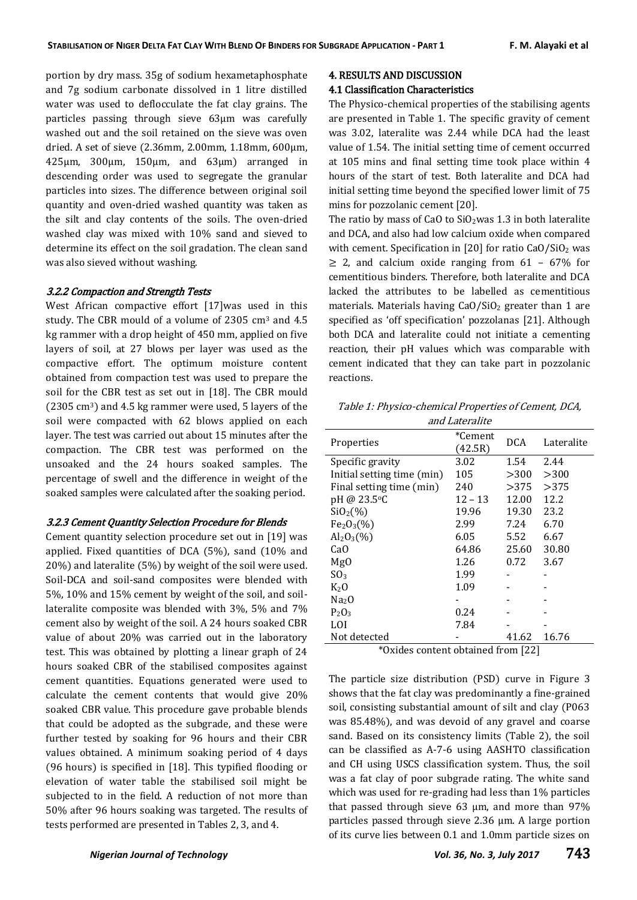portion by dry mass. 35g of sodium hexametaphosphate and 7g sodium carbonate dissolved in 1 litre distilled water was used to deflocculate the fat clay grains. The particles passing through sieve 63μm was carefully washed out and the soil retained on the sieve was oven dried. A set of sieve (2.36mm, 2.00mm, 1.18mm, 600μm, 425μm, 300μm, 150μm, and 63μm) arranged in descending order was used to segregate the granular particles into sizes. The difference between original soil quantity and oven-dried washed quantity was taken as the silt and clay contents of the soils. The oven-dried washed clay was mixed with 10% sand and sieved to determine its effect on the soil gradation. The clean sand was also sieved without washing.

#### *3.2.2 Compaction and Strength Tests*

West African compactive effort [17]was used in this study. The CBR mould of a volume of 2305 $cm^3$ and 4.5 kg rammer with a drop height of 450 mm, applied on five layers of soil, at 27 blows per layer was used as the compactive effort. The optimum moisture content obtained from compaction test was used to prepare the soil for the CBR test as set out in [18]. The CBR mould (2305 $cm^3$) and 4.5 kg rammer were used, 5 layers of the soil were compacted with 62 blows applied on each layer. The test was carried out about 15 minutes after the compaction. The CBR test was performed on the unsoaked and the 24 hours soaked samples. The percentage of swell and the difference in weight of the soaked samples were calculated after the soaking period.

#### *3.2.3 Cement Quantity Selection Procedure for Blends*

Cement quantity selection procedure set out in [19] was applied. Fixed quantities of DCA (5%), sand (10% and 20%) and lateralite (5%) by weight of the soil were used. Soil-DCA and soil-sand composites were blended with 5%, 10% and 15% cement by weight of the soil, and soil-lateralite composite was blended with 3%, 5% and 7% cement also by weight of the soil. A 24 hours soaked CBR value of about 20% was carried out in the laboratory test. This was obtained by plotting a linear graph of 24 hours soaked CBR of the stabilised composites against cement quantities. Equations generated were used to calculate the cement contents that would give 20% soaked CBR value. This procedure gave probable blends that could be adopted as the subgrade, and these were further tested by soaking for 96 hours and their CBR values obtained. A minimum soaking period of 4 days (96 hours) is specified in [18]. This typified flooding or elevation of water table the stabilised soil might be subjected to in the field. A reduction of not more than 50% after 96 hours soaking was targeted. The results of tests performed are presented in Tables 2, 3, and 4.

## 4. RESULTS AND DISCUSSION

### 4.1 Classification Characteristics

The Physico-chemical properties of the stabilising agents are presented in Table 1. The specific gravity of cement was 3.02, lateralite was 2.44 while DCA had the least value of 1.54. The initial setting time of cement occurred at 105 mins and final setting time took place within 4 hours of the start of test. Both lateralite and DCA had initial setting time beyond the specified lower limit of 75 mins for pozzolanic cement [20].

The ratio by mass of CaO to $SiO_2$was 1.3 in both lateralite and DCA, and also had low calcium oxide when compared with cement. Specification in [20] for ratio $CaO/SiO_2$ was $\geq 2$, and calcium oxide ranging from 61 – 67% for cementitious binders. Therefore, both lateralite and DCA lacked the attributes to be labelled as cementitious materials. Materials having $CaO/SiO_2$ greater than 1 are specified as 'off specification' pozzolanas [21]. Although both DCA and lateralite could not initiate a cementing reaction, their pH values which was comparable with cement indicated that they can take part in pozzolanic reactions.

*Table 1: Physico-chemical Properties of Cement, DCA, and Lateralite*

| Properties | *Cement (42.5R) | DCA | Lateralite |
|---|---|---|---|
| Specific gravity | 3.02 | 1.54 | 2.44 |
| Initial setting time (min) | 105 | >300 | >300 |
| Final setting time (min) | 240 | >375 | >375 |
| pH @ 23.5°C | 12 – 13 | 12.00 | 12.2 |
| $SiO_2$(%) | 19.96 | 19.30 | 23.2 |
| $Fe_2O_3$(%) | 2.99 | 7.24 | 6.70 |
| $Al_2O_3$(%) | 6.05 | 5.52 | 6.67 |
| CaO | 64.86 | 25.60 | 30.80 |
| MgO | 1.26 | 0.72 | 3.67 |
| $SO_3$ | 1.99 | - | - |
| $K_2O$ | 1.09 | - | - |
| $Na_2O$ | - | - | - |
| $P_2O_3$ | 0.24 | - | - |
| LOI | 7.84 | - | - |
| Not detected | - | 41.62 | 16.76 |

*Oxides content obtained from [22]

The particle size distribution (PSD) curve in Figure 3 shows that the fat clay was predominantly a fine-grained soil, consisting substantial amount of silt and clay (P063 was 85.48%), and was devoid of any gravel and coarse sand. Based on its consistency limits (Table 2), the soil can be classified as A-7-6 using AASHTO classification and CH using USCS classification system. Thus, the soil was a fat clay of poor subgrade rating. The white sand which was used for re-grading had less than 1% particles that passed through sieve 63 μm, and more than 97% particles passed through sieve 2.36 μm. A large portion of its curve lies between 0.1 and 1.0mm particle sizes on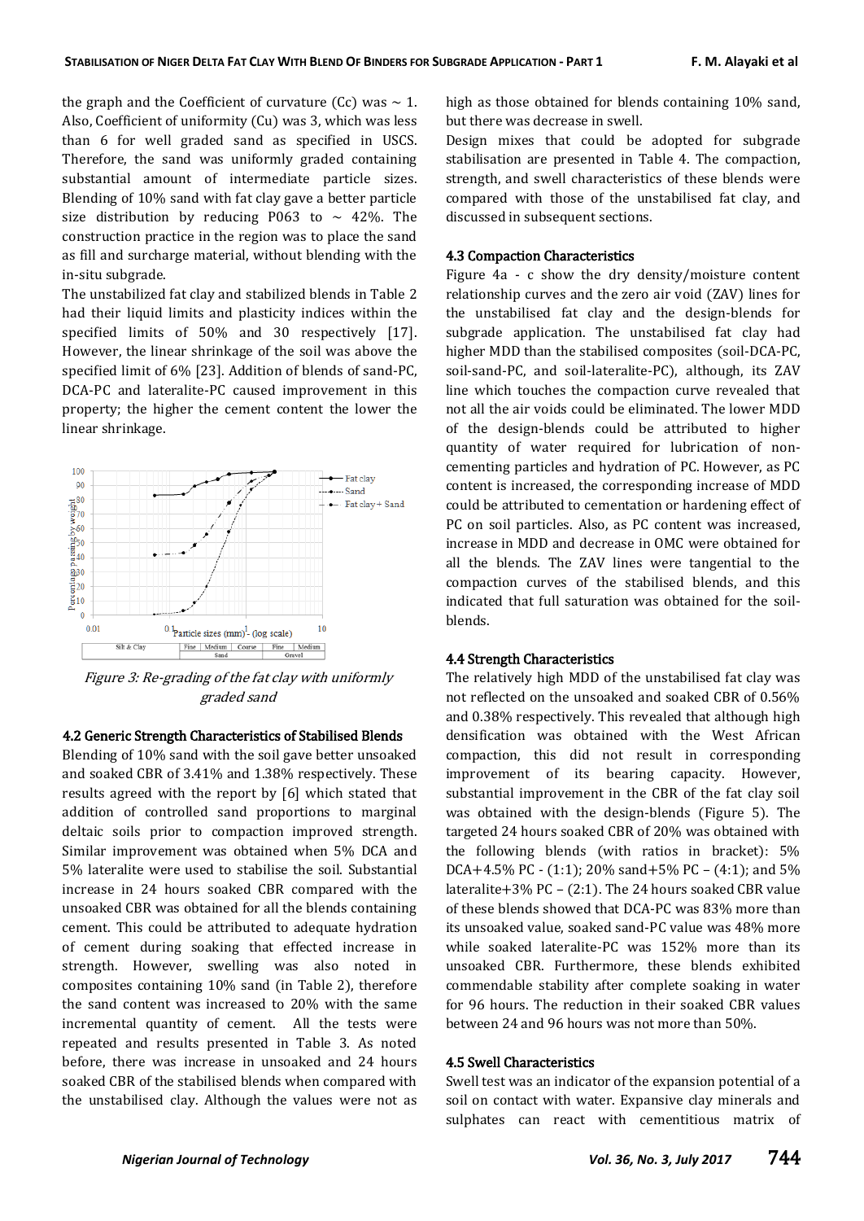the graph and the Coefficient of curvature (Cc) was ~ 1. Also, Coefficient of uniformity (Cu) was 3, which was less than 6 for well graded sand as specified in USCS. Therefore, the sand was uniformly graded containing substantial amount of intermediate particle sizes. Blending of 10% sand with fat clay gave a better particle size distribution by reducing P063 to ~ 42%. The construction practice in the region was to place the sand as fill and surcharge material, without blending with the in-situ subgrade.

The unstabilized fat clay and stabilized blends in Table 2 had their liquid limits and plasticity indices within the specified limits of 50% and 30 respectively [17]. However, the linear shrinkage of the soil was above the specified limit of 6% [23]. Addition of blends of sand-PC, DCA-PC and lateralite-PC caused improvement in this property; the higher the cement content the lower the linear shrinkage.

*Figure 3: Re-grading of the fat clay with uniformly graded sand*

### 4.2 Generic Strength Characteristics of Stabilised Blends

Blending of 10% sand with the soil gave better unsoaked and soaked CBR of 3.41% and 1.38% respectively. These results agreed with the report by [6] which stated that addition of controlled sand proportions to marginal deltaic soils prior to compaction improved strength. Similar improvement was obtained when 5% DCA and 5% lateralite were used to stabilise the soil. Substantial increase in 24 hours soaked CBR compared with the unsoaked CBR was obtained for all the blends containing cement. This could be attributed to adequate hydration of cement during soaking that effected increase in strength. However, swelling was also noted in composites containing 10% sand (in Table 2), therefore the sand content was increased to 20% with the same incremental quantity of cement. All the tests were repeated and results presented in Table 3. As noted before, there was increase in unsoaked and 24 hours soaked CBR of the stabilised blends when compared with the unstabilised clay. Although the values were not as high as those obtained for blends containing 10% sand, but there was decrease in swell.

Design mixes that could be adopted for subgrade stabilisation are presented in Table 4. The compaction, strength, and swell characteristics of these blends were compared with those of the unstabilised fat clay, and discussed in subsequent sections.

### 4.3 Compaction Characteristics

Figure 4a - c show the dry density/moisture content relationship curves and the zero air void (ZAV) lines for the unstabilised fat clay and the design-blends for subgrade application. The unstabilised fat clay had higher MDD than the stabilised composites (soil-DCA-PC, soil-sand-PC, and soil-lateralite-PC), although, its ZAV line which touches the compaction curve revealed that not all the air voids could be eliminated. The lower MDD of the design-blends could be attributed to higher quantity of water required for lubrication of non-cementing particles and hydration of PC. However, as PC content is increased, the corresponding increase of MDD could be attributed to cementation or hardening effect of PC on soil particles. Also, as PC content was increased, increase in MDD and decrease in OMC were obtained for all the blends. The ZAV lines were tangential to the compaction curves of the stabilised blends, and this indicated that full saturation was obtained for the soil-blends.

### 4.4 Strength Characteristics

The relatively high MDD of the unstabilised fat clay was not reflected on the unsoaked and soaked CBR of 0.56% and 0.38% respectively. This revealed that although high densification was obtained with the West African compaction, this did not result in corresponding improvement of its bearing capacity. However, substantial improvement in the CBR of the fat clay soil was obtained with the design-blends (Figure 5). The targeted 24 hours soaked CBR of 20% was obtained with the following blends (with ratios in bracket): 5% DCA+4.5% PC - (1:1); 20% sand+5% PC – (4:1); and 5% lateralite+3% PC – (2:1). The 24 hours soaked CBR value of these blends showed that DCA-PC was 83% more than its unsoaked value, soaked sand-PC value was 48% more while soaked lateralite-PC was 152% more than its unsoaked CBR. Furthermore, these blends exhibited commendable stability after complete soaking in water for 96 hours. The reduction in their soaked CBR values between 24 and 96 hours was not more than 50%.

### 4.5 Swell Characteristics

Swell test was an indicator of the expansion potential of a soil on contact with water. Expansive clay minerals and sulphates can react with cementitious matrix of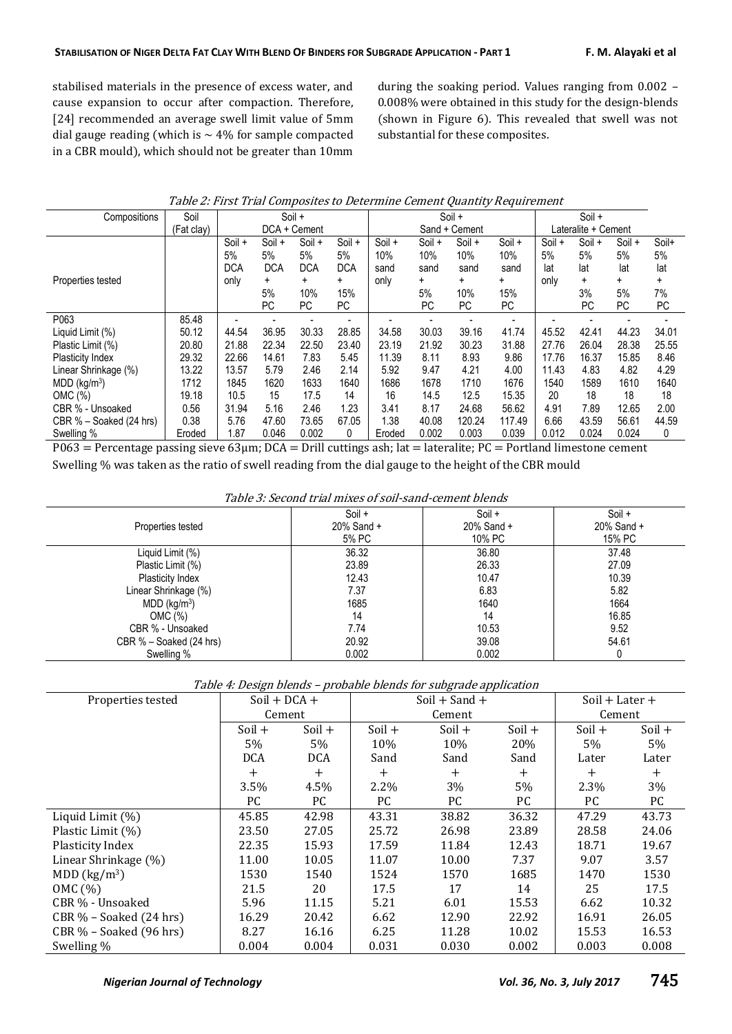stabilised materials in the presence of excess water, and cause expansion to occur after compaction. Therefore, [24] recommended an average swell limit value of 5mm dial gauge reading (which is ~ 4% for sample compacted in a CBR mould), which should not be greater than 10mm during the soaking period. Values ranging from 0.002 – 0.008% were obtained in this study for the design-blends (shown in Figure 6). This revealed that swell was not substantial for these composites.

*Table 2: First Trial Composites to Determine Cement Quantity Requirement*

| Compositions | Soil (Fat clay) | Soil + DCA + Cement | | | | Soil + Sand + Cement | | | | Soil + Lateralite + Cement | | | |
|---|---|---|---|---|---|---|---|---|---|---|---|---|---|
| Properties tested | | Soil + 5% DCA only | Soil + 5% DCA + 5% PC | Soil + 5% DCA + 10% PC | Soil + 5% DCA + 15% PC | Soil + 10% sand only | Soil + 10% sand + 5% PC | Soil + 10% sand + 10% PC | Soil + 10% sand + 15% PC | Soil + 5% lat only | Soil + 5% lat + 3% PC | Soil + 5% lat + 5% PC | Soil+ 5% lat + 7% PC |
| P063 | 85.48 | - | - | - | - | - | - | - | - | - | - | - | - |
| Liquid Limit (%) | 50.12 | 44.54 | 36.95 | 30.33 | 28.85 | 34.58 | 30.03 | 39.16 | 41.74 | 45.52 | 42.41 | 44.23 | 34.01 |
| Plastic Limit (%) | 20.80 | 21.88 | 22.34 | 22.50 | 23.40 | 23.19 | 21.92 | 30.23 | 31.88 | 27.76 | 26.04 | 28.38 | 25.55 |
| Plasticity Index | 29.32 | 22.66 | 14.61 | 7.83 | 5.45 | 11.39 | 8.11 | 8.93 | 9.86 | 17.76 | 16.37 | 15.85 | 8.46 |
| Linear Shrinkage (%) | 13.22 | 13.57 | 5.79 | 2.46 | 2.14 | 5.92 | 9.47 | 4.21 | 4.00 | 11.43 | 4.83 | 4.82 | 4.29 |
| MDD (kg/m$^3$) | 1712 | 1845 | 1620 | 1633 | 1640 | 1686 | 1678 | 1710 | 1676 | 1540 | 1589 | 1610 | 1640 |
| OMC (%) | 19.18 | 10.5 | 15 | 17.5 | 14 | 16 | 14.5 | 12.5 | 15.35 | 20 | 18 | 18 | 18 |
| CBR % - Unsoaked | 0.56 | 31.94 | 5.16 | 2.46 | 1.23 | 3.41 | 8.17 | 24.68 | 56.62 | 4.91 | 7.89 | 12.65 | 2.00 |
| CBR % – Soaked (24 hrs) | 0.38 | 5.76 | 47.60 | 73.65 | 67.05 | 1.38 | 40.08 | 120.24 | 117.49 | 6.66 | 43.59 | 56.61 | 44.59 |
| Swelling % | Eroded | 1.87 | 0.046 | 0.002 | 0 | Eroded | 0.002 | 0.003 | 0.039 | 0.012 | 0.024 | 0.024 | 0 |

P063 = Percentage passing sieve 63μm; DCA = Drill cuttings ash; lat = lateralite; PC = Portland limestone cement

Swelling % was taken as the ratio of swell reading from the dial gauge to the height of the CBR mould

*Table 3: Second trial mixes of soil-sand-cement blends*

| Properties tested | Soil + 20% Sand + 5% PC | Soil + 20% Sand + 10% PC | Soil + 20% Sand + 15% PC |
|---|---|---|---|
| Liquid Limit (%) | 36.32 | 36.80 | 37.48 |
| Plastic Limit (%) | 23.89 | 26.33 | 27.09 |
| Plasticity Index | 12.43 | 10.47 | 10.39 |
| Linear Shrinkage (%) | 7.37 | 6.83 | 5.82 |
| MDD (kg/m$^3$) | 1685 | 1640 | 1664 |
| OMC (%) | 14 | 14 | 16.85 |
| CBR % - Unsoaked | 7.74 | 10.53 | 9.52 |
| CBR % – Soaked (24 hrs) | 20.92 | 39.08 | 54.61 |
| Swelling % | 0.002 | 0.002 | 0 |

*Table 4: Design blends – probable blends for subgrade application*

| Properties tested | Soil + DCA + Cement | | Soil + Sand + Cement | | | Soil + Later + Cement | |
|---|---|---|---|---|---|---|---|
| | Soil + 5% DCA + 3.5% PC | Soil + 5% DCA + 4.5% PC | Soil + 10% Sand + 2.2% PC | Soil + 10% Sand + 3% PC | Soil + 20% Sand + 5% PC | Soil + 5% Later + 2.3% PC | Soil + 5% Later + 3% PC |
| Liquid Limit (%) | 45.85 | 42.98 | 43.31 | 38.82 | 36.32 | 47.29 | 43.73 |
| Plastic Limit (%) | 23.50 | 27.05 | 25.72 | 26.98 | 23.89 | 28.58 | 24.06 |
| Plasticity Index | 22.35 | 15.93 | 17.59 | 11.84 | 12.43 | 18.71 | 19.67 |
| Linear Shrinkage (%) | 11.00 | 10.05 | 11.07 | 10.00 | 7.37 | 9.07 | 3.57 |
| MDD (kg/m$^3$) | 1530 | 1540 | 1524 | 1570 | 1685 | 1470 | 1530 |
| OMC (%) | 21.5 | 20 | 17.5 | 17 | 14 | 25 | 17.5 |
| CBR % - Unsoaked | 5.96 | 11.15 | 5.21 | 6.01 | 15.53 | 6.62 | 10.32 |
| CBR % – Soaked (24 hrs) | 16.29 | 20.42 | 6.62 | 12.90 | 22.92 | 16.91 | 26.05 |
| CBR % – Soaked (96 hrs) | 8.27 | 16.16 | 6.25 | 11.28 | 10.02 | 15.53 | 16.53 |
| Swelling % | 0.004 | 0.004 | 0.031 | 0.030 | 0.002 | 0.003 | 0.008 |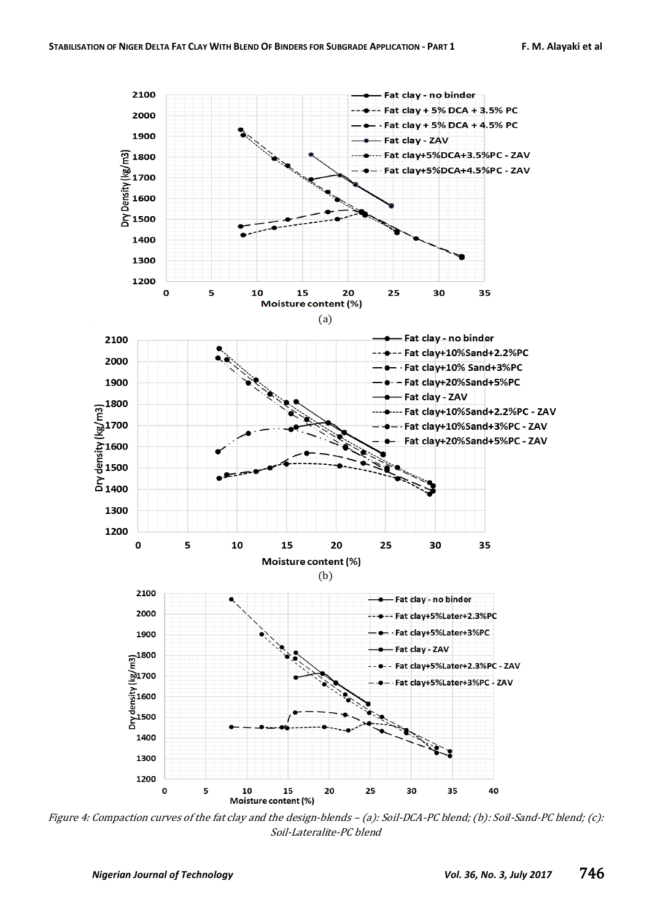(a)

(b)

(c)

*Figure 4: Compaction curves of the fat clay and the design-blends – (a): Soil-DCA-PC blend; (b): Soil-Sand-PC blend; (c): Soil-Lateralite-PC blend*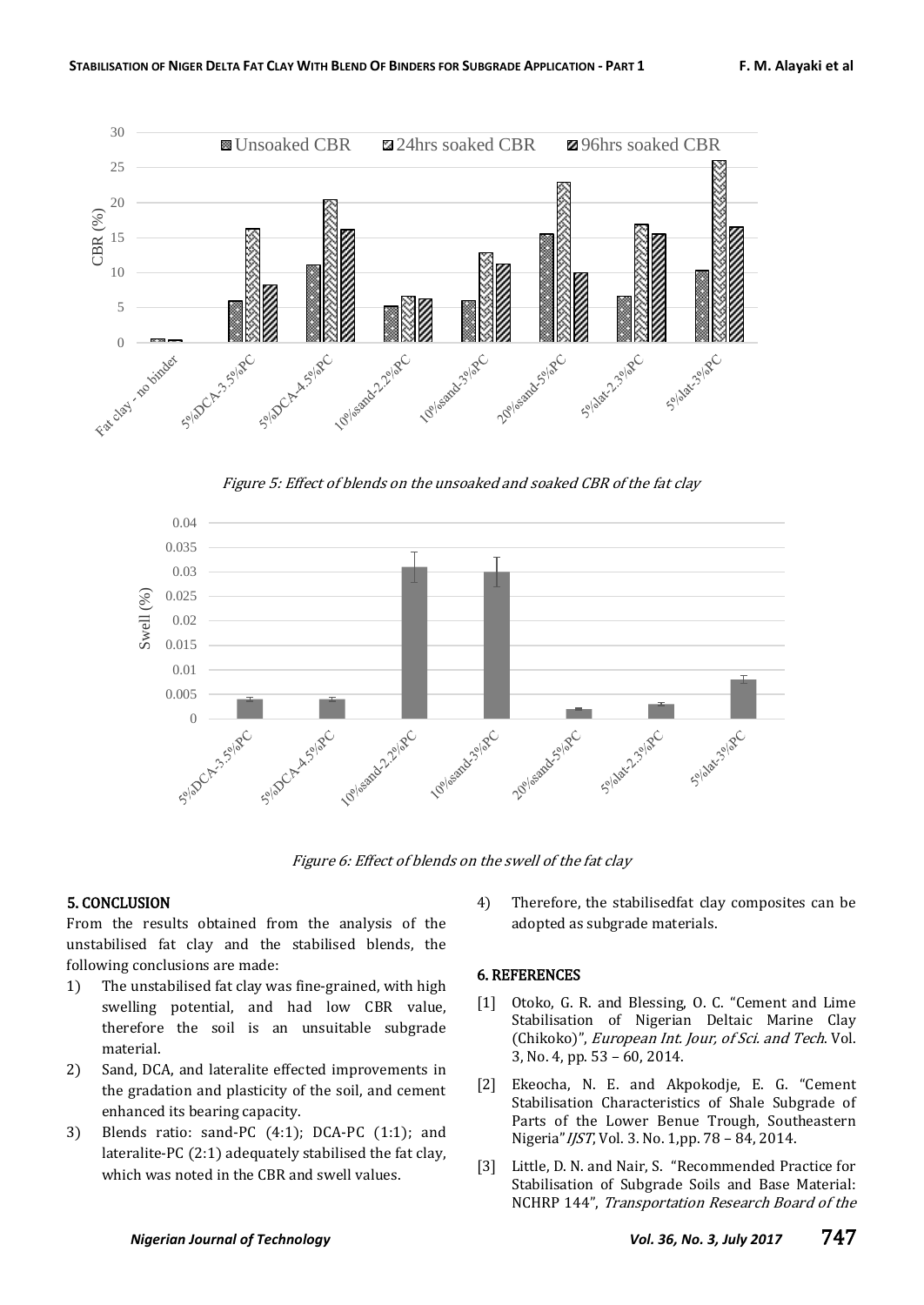Figure 5: Effect of blends on the unsoaked and soaked CBR of the fat clay

Figure 6: Effect of blends on the swell of the fat clay

## 5. CONCLUSION

From the results obtained from the analysis of the unstabilised fat clay and the stabilised blends, the following conclusions are made:

1) The unstabilised fat clay was fine-grained, with high swelling potential, and had low CBR value, therefore the soil is an unsuitable subgrade material.
2) Sand, DCA, and lateralite effected improvements in the gradation and plasticity of the soil, and cement enhanced its bearing capacity.
3) Blends ratio: sand-PC (4:1); DCA-PC (1:1); and lateralite-PC (2:1) adequately stabilised the fat clay, which was noted in the CBR and swell values.
4) Therefore, the stabilisedfat clay composites can be adopted as subgrade materials.

## 6. REFERENCES

[1] Otoko, G. R. and Blessing, O. C. "Cement and Lime Stabilisation of Nigerian Deltaic Marine Clay (Chikoko)", *European Int. Jour, of Sci. and Tech*. Vol. 3, No. 4, pp. 53 – 60, 2014.

[2] Ekeocha, N. E. and Akpokodje, E. G. "Cement Stabilisation Characteristics of Shale Subgrade of Parts of the Lower Benue Trough, Southeastern Nigeria" *IJST*, Vol. 3. No. 1,pp. 78 – 84, 2014.

[3] Little, D. N. and Nair, S. "Recommended Practice for Stabilisation of Subgrade Soils and Base Material: NCHRP 144", *Transportation Research Board of the*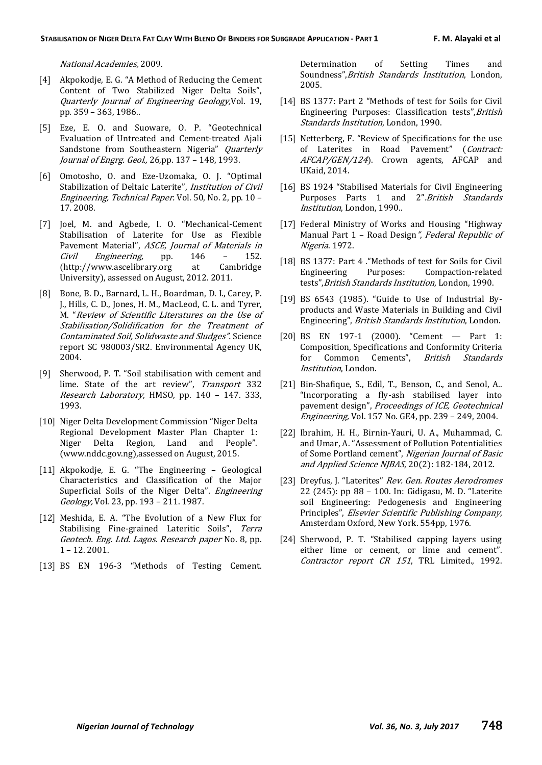*National Academies,* 2009.

[4] Akpokodje, E. G. "A Method of Reducing the Cement Content of Two Stabilized Niger Delta Soils", *Quarterly Journal of Engineering Geology,*Vol. 19, pp. 359 – 363, 1986..

[5] Eze, E. O. and Suoware, O. P. "Geotechnical Evaluation of Untreated and Cement-treated Ajali Sandstone from Southeastern Nigeria" *Quarterly Journal of Engrg. Geol.,* 26,pp. 137 – 148, 1993.

[6] Omotosho, O. and Eze-Uzomaka, O. J. "Optimal Stabilization of Deltaic Laterite", *Institution of Civil Engineering, Technical Paper.* Vol. 50, No. 2, pp. 10 – 17. 2008.

[7] Joel, M. and Agbede, I. O. "Mechanical-Cement Stabilisation of Laterite for Use as Flexible Pavement Material", *ASCE, Journal of Materials in Civil Engineering,* pp. 146 – 152. (http://www.ascelibrary.org at Cambridge University), assessed on August, 2012. 2011.

[8] Bone, B. D., Barnard, L. H., Boardman, D. I., Carey, P. J., Hills, C. D., Jones, H. M., MacLeod, C. L. and Tyrer, M. "*Review of Scientific Literatures on the Use of Stabilisation/Solidification for the Treatment of Contaminated Soil, Solidwaste and Sludges".* Science report SC 980003/SR2. Environmental Agency UK, 2004.

[9] Sherwood, P. T. "Soil stabilisation with cement and lime. State of the art review", *Transport* 332 *Research Laboratory*, HMSO, pp. 140 – 147. 333, 1993.

[10] Niger Delta Development Commission "Niger Delta Regional Development Master Plan Chapter 1: Niger Delta Region, Land and People". (www.nddc.gov.ng),assessed on August, 2015.

[11] Akpokodje, E. G. "The Engineering – Geological Characteristics and Classification of the Major Superficial Soils of the Niger Delta"*. Engineering Geology,* Vol. 23, pp. 193 – 211. 1987.

[12] Meshida, E. A. "The Evolution of a New Flux for Stabilising Fine-grained Lateritic Soils", *Terra Geotech. Eng. Ltd. Lagos. Research paper* No. 8, pp. 1 – 12. 2001.

[13] BS EN 196-3 "Methods of Testing Cement. Determination of Setting Times and Soundness",*British Standards Institution*, London, 2005.

[14] BS 1377: Part 2 "Methods of test for Soils for Civil Engineering Purposes: Classification tests",*British Standards Institution*, London, 1990.

[15] Netterberg, F. "Review of Specifications for the use of Laterites in Road Pavement" (*Contract: AFCAP/GEN/124*). Crown agents, AFCAP and UKaid, 2014.

[16] BS 1924 "Stabilised Materials for Civil Engineering Purposes Parts 1 and 2".*British Standards Institution*, London, 1990..

[17] Federal Ministry of Works and Housing "Highway Manual Part 1 – Road Design*", Federal Republic of Nigeria*. 1972.

[18] BS 1377: Part 4 ."Methods of test for Soils for Civil Engineering Purposes: Compaction-related tests",*British Standards Institution*, London, 1990.

[19] BS 6543 (1985). "Guide to Use of Industrial By-products and Waste Materials in Building and Civil Engineering", *British Standards Institution*, London.

[20] BS EN 197-1 (2000). "Cement — Part 1: Composition, Specifications and Conformity Criteria for Common Cements", *British Standards Institution*, London.

[21] Bin-Shafique, S., Edil, T., Benson, C., and Senol, A.. "Incorporating a fly-ash stabilised layer into pavement design", *Proceedings of ICE, Geotechnical Engineering,* Vol. 157 No. GE4, pp. 239 – 249, 2004.

[22] Ibrahim, H. H., Birnin-Yauri, U. A., Muhammad, C. and Umar, A. "Assessment of Pollution Potentialities of Some Portland cement", *Nigerian Journal of Basic and Applied Science NJBAS*, 20(2): 182-184, 2012.

[23] Dreyfus, J. "Laterites" *Rev. Gen. Routes Aerodromes* 22 (245): pp 88 – 100. In: Gidigasu, M. D. "Laterite soil Engineering: Pedogenesis and Engineering Principles", *Elsevier Scientific Publishing Company*, Amsterdam Oxford, New York. 554pp, 1976.

[24] Sherwood, P. T. "Stabilised capping layers using either lime or cement, or lime and cement". *Contractor report CR 151*, TRL Limited., 1992.